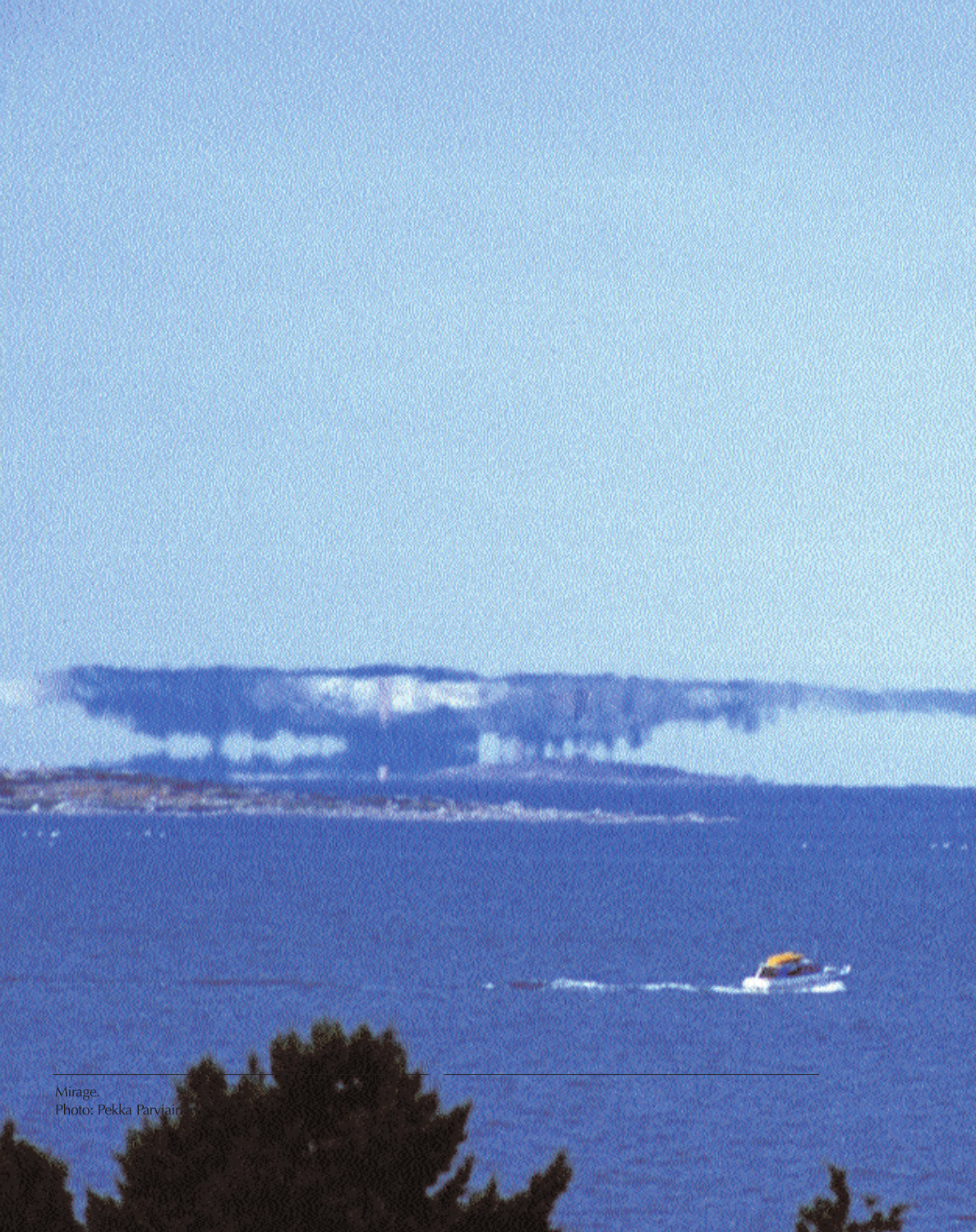Mirage.
Photo: Pekka Parviain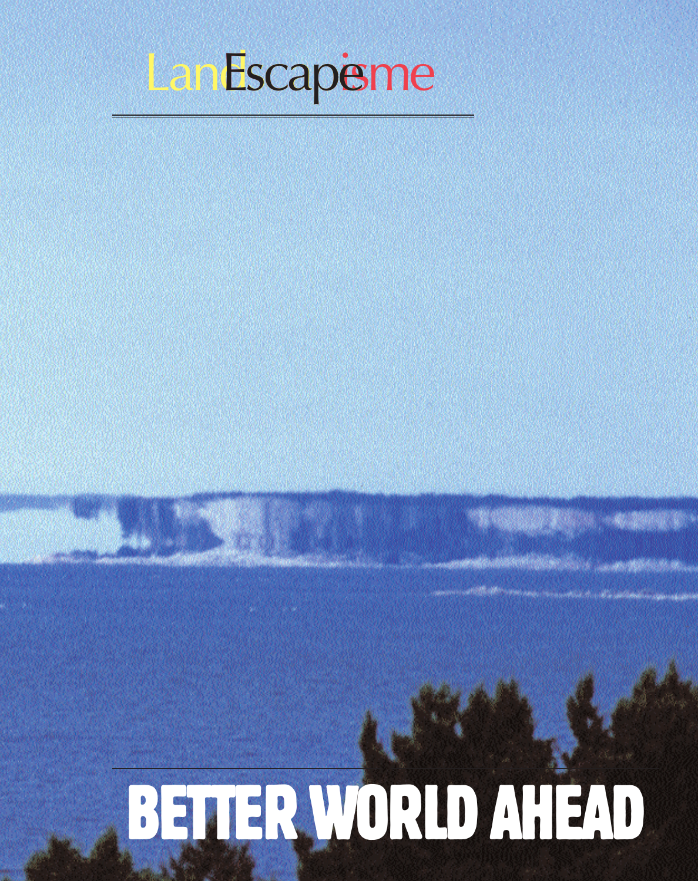# LandEscapeisme

# BETTER WORLD AHEAD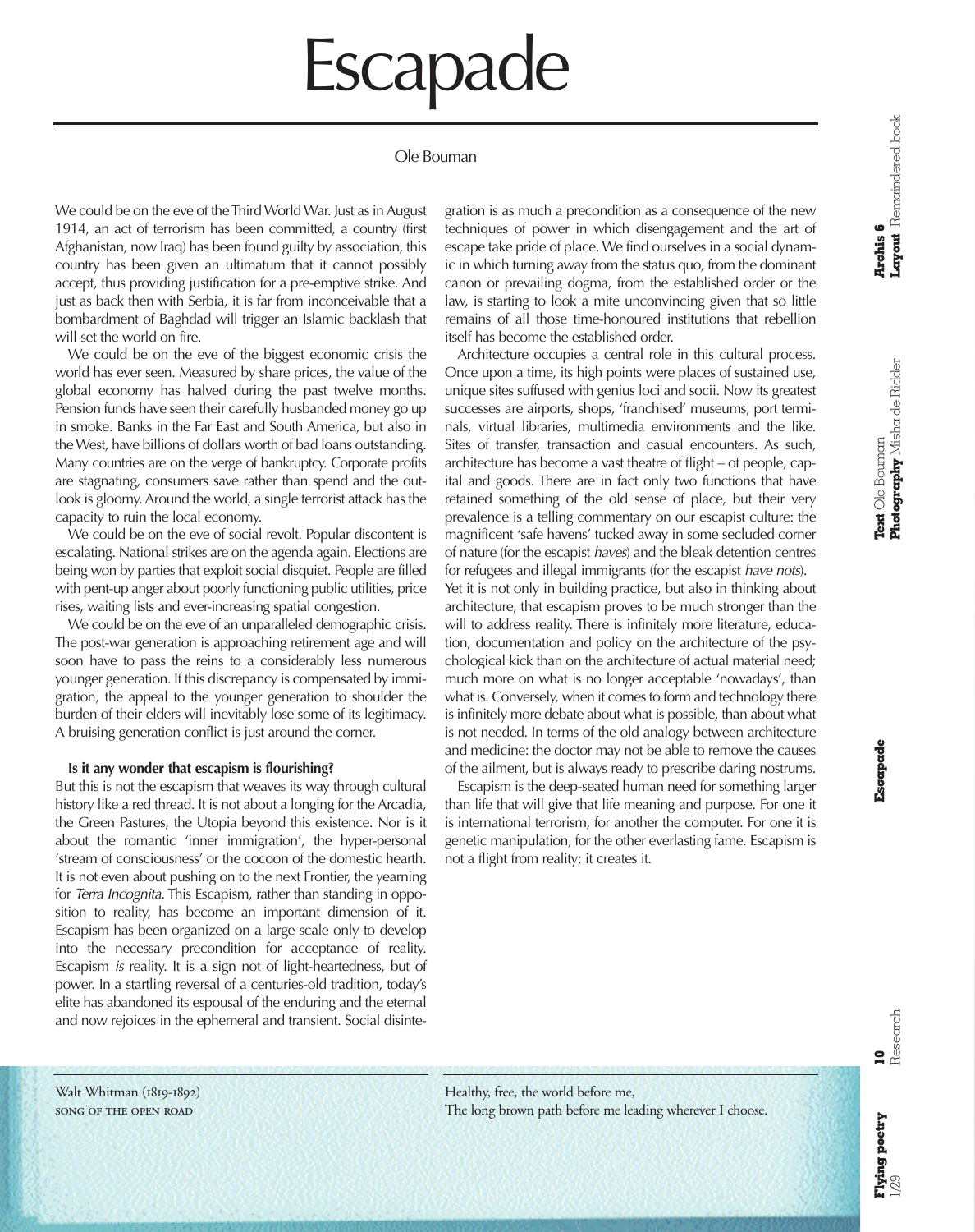# Escapade

Ole Bouman

We could be on the eve of the Third World War. Just as in August 1914, an act of terrorism has been committed, a country (first Afghanistan, now Iraq) has been found guilty by association, this country has been given an ultimatum that it cannot possibly accept, thus providing justification for a pre-emptive strike. And just as back then with Serbia, it is far from inconceivable that a bombardment of Baghdad will trigger an Islamic backlash that will set the world on fire.

We could be on the eve of the biggest economic crisis the world has ever seen. Measured by share prices, the value of the global economy has halved during the past twelve months. Pension funds have seen their carefully husbanded money go up in smoke. Banks in the Far East and South America, but also in the West, have billions of dollars worth of bad loans outstanding. Many countries are on the verge of bankruptcy. Corporate profits are stagnating, consumers save rather than spend and the outlook is gloomy. Around the world, a single terrorist attack has the capacity to ruin the local economy.

We could be on the eve of social revolt. Popular discontent is escalating. National strikes are on the agenda again. Elections are being won by parties that exploit social disquiet. People are filled with pent-up anger about poorly functioning public utilities, price rises, waiting lists and ever-increasing spatial congestion.

We could be on the eve of an unparalleled demographic crisis. The post-war generation is approaching retirement age and will soon have to pass the reins to a considerably less numerous younger generation. If this discrepancy is compensated by immigration, the appeal to the younger generation to shoulder the burden of their elders will inevitably lose some of its legitimacy. A bruising generation conflict is just around the corner.

**Is it any wonder that escapism is flourishing?**

But this is not the escapism that weaves its way through cultural history like a red thread. It is not about a longing for the Arcadia, the Green Pastures, the Utopia beyond this existence. Nor is it about the romantic 'inner immigration', the hyper-personal 'stream of consciousness' or the cocoon of the domestic hearth. It is not even about pushing on to the next Frontier, the yearning for *Terra Incognita*. This Escapism, rather than standing in opposition to reality, has become an important dimension of it. Escapism has been organized on a large scale only to develop into the necessary precondition for acceptance of reality. Escapism *is* reality. It is a sign not of light-heartedness, but of power. In a startling reversal of a centuries-old tradition, today's elite has abandoned its espousal of the enduring and the eternal and now rejoices in the ephemeral and transient. Social disintegration is as much a precondition as a consequence of the new techniques of power in which disengagement and the art of escape take pride of place. We find ourselves in a social dynamic in which turning away from the status quo, from the dominant canon or prevailing dogma, from the established order or the law, is starting to look a mite unconvincing given that so little remains of all those time-honoured institutions that rebellion itself has become the established order.

Architecture occupies a central role in this cultural process. Once upon a time, its high points were places of sustained use, unique sites suffused with genius loci and socii. Now its greatest successes are airports, shops, 'franchised' museums, port terminals, virtual libraries, multimedia environments and the like. Sites of transfer, transaction and casual encounters. As such, architecture has become a vast theatre of flight – of people, capital and goods. There are in fact only two functions that have retained something of the old sense of place, but their very prevalence is a telling commentary on our escapist culture: the magnificent 'safe havens' tucked away in some secluded corner of nature (for the escapist *haves*) and the bleak detention centres for refugees and illegal immigrants (for the escapist *have nots*).
Yet it is not only in building practice, but also in thinking about architecture, that escapism proves to be much stronger than the will to address reality. There is infinitely more literature, education, documentation and policy on the architecture of the psychological kick than on the architecture of actual material need; much more on what is no longer acceptable 'nowadays', than what is. Conversely, when it comes to form and technology there is infinitely more debate about what is possible, than about what is not needed. In terms of the old analogy between architecture and medicine: the doctor may not be able to remove the causes of the ailment, but is always ready to prescribe daring nostrums.

Escapism is the deep-seated human need for something larger than life that will give that life meaning and purpose. For one it is international terrorism, for another the computer. For one it is genetic manipulation, for the other everlasting fame. Escapism is not a flight from reality; it creates it.

Walt Whitman (1819-1892)
SONG OF THE OPEN ROAD

Healthy, free, the world before me,
The long brown path before me leading wherever I choose.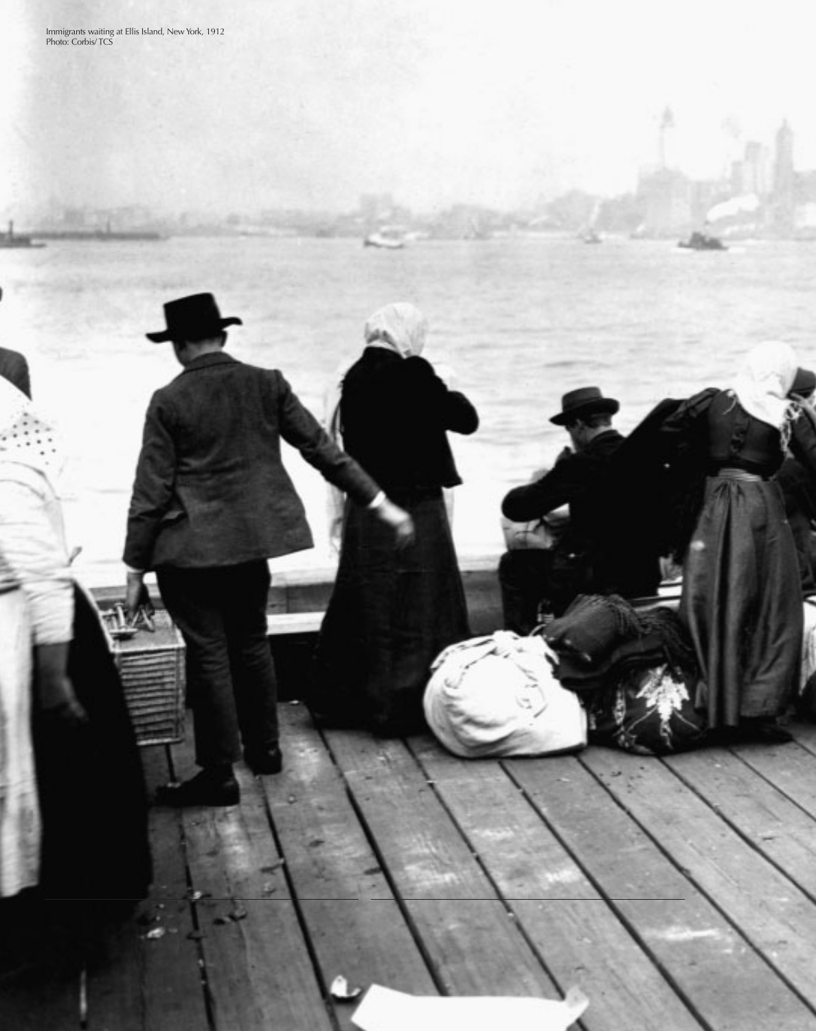Immigrants waiting at Ellis Island, New York, 1912
Photo: Corbis/ TCS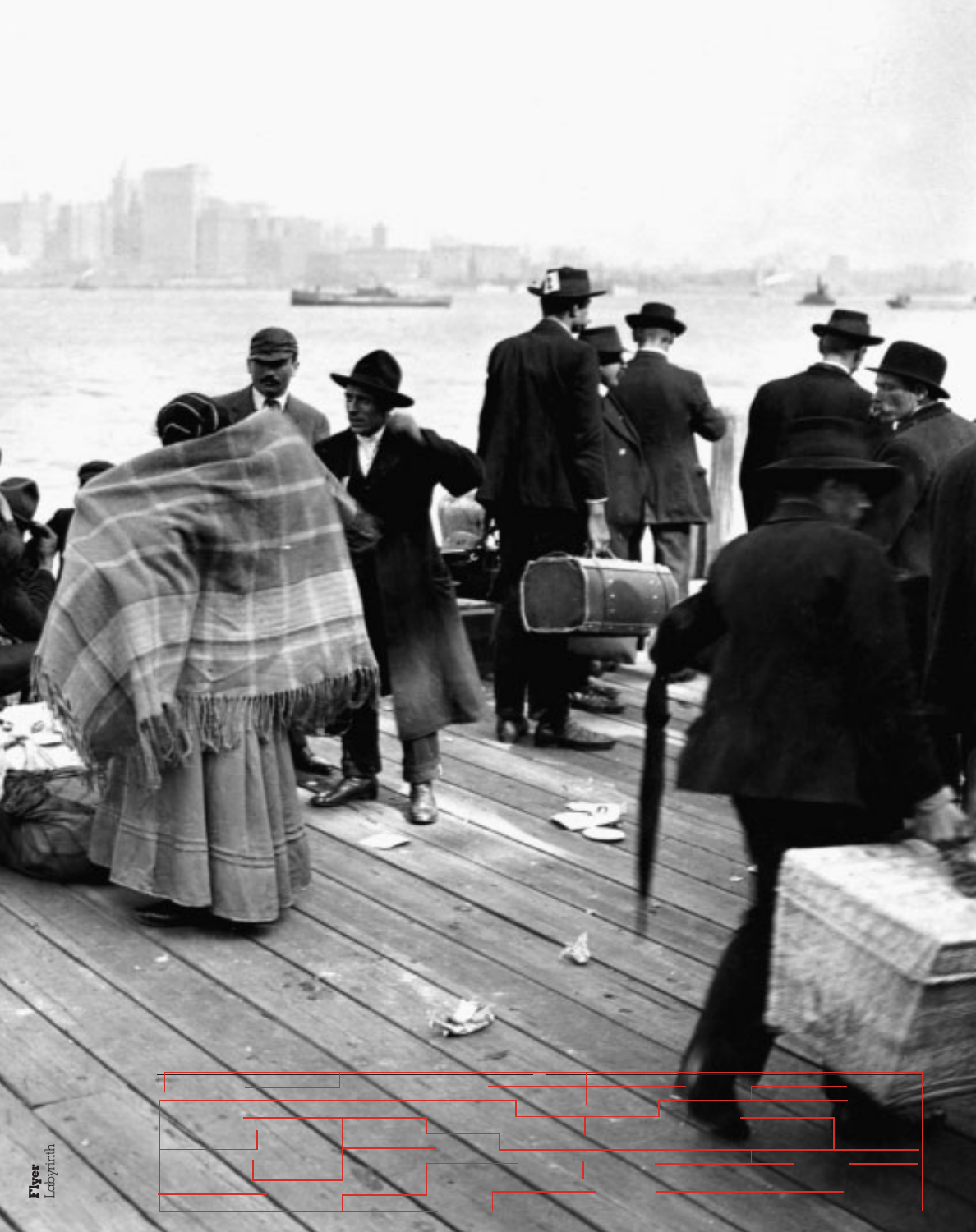**Flyer** Labyrinth